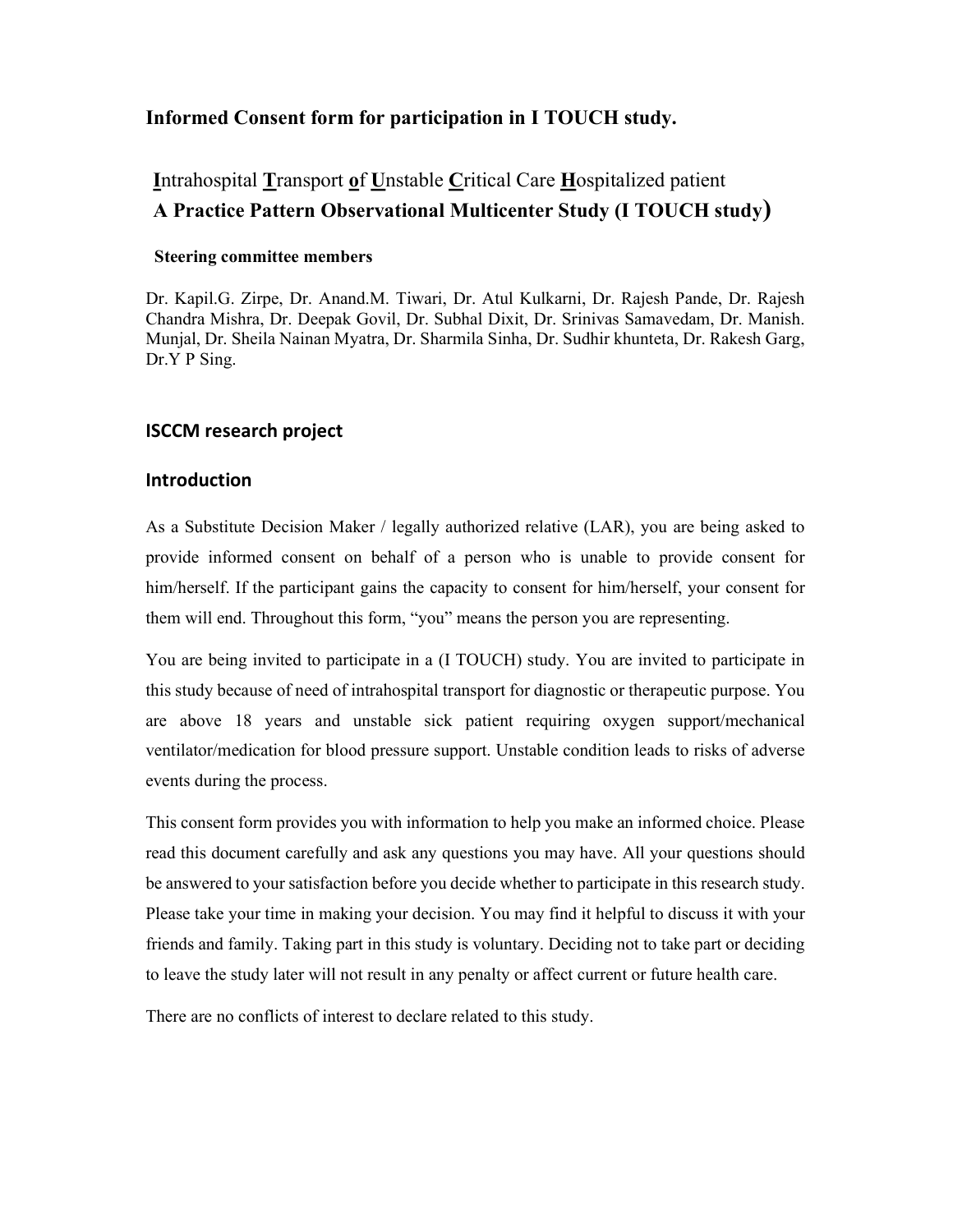## Informed Consent form for participation in I TOUCH study.

## **I**ntrahospital **T**ransport **o**f **U**nstable **C**ritical Care **H**ospitalized patient
## A Practice Pattern Observational Multicenter Study (I TOUCH study)

**Steering committee members**

Dr. Kapil.G. Zirpe, Dr. Anand.M. Tiwari, Dr. Atul Kulkarni, Dr. Rajesh Pande, Dr. Rajesh Chandra Mishra, Dr. Deepak Govil, Dr. Subhal Dixit, Dr. Srinivas Samavedam, Dr. Manish. Munjal, Dr. Sheila Nainan Myatra, Dr. Sharmila Sinha, Dr. Sudhir khunteta, Dr. Rakesh Garg, Dr.Y P Sing.

### ISCCM research project

### Introduction

As a Substitute Decision Maker / legally authorized relative (LAR), you are being asked to provide informed consent on behalf of a person who is unable to provide consent for him/herself. If the participant gains the capacity to consent for him/herself, your consent for them will end. Throughout this form, "you" means the person you are representing.

You are being invited to participate in a (I TOUCH) study. You are invited to participate in this study because of need of intrahospital transport for diagnostic or therapeutic purpose. You are above 18 years and unstable sick patient requiring oxygen support/mechanical ventilator/medication for blood pressure support. Unstable condition leads to risks of adverse events during the process.

This consent form provides you with information to help you make an informed choice. Please read this document carefully and ask any questions you may have. All your questions should be answered to your satisfaction before you decide whether to participate in this research study. Please take your time in making your decision. You may find it helpful to discuss it with your friends and family. Taking part in this study is voluntary. Deciding not to take part or deciding to leave the study later will not result in any penalty or affect current or future health care.

There are no conflicts of interest to declare related to this study.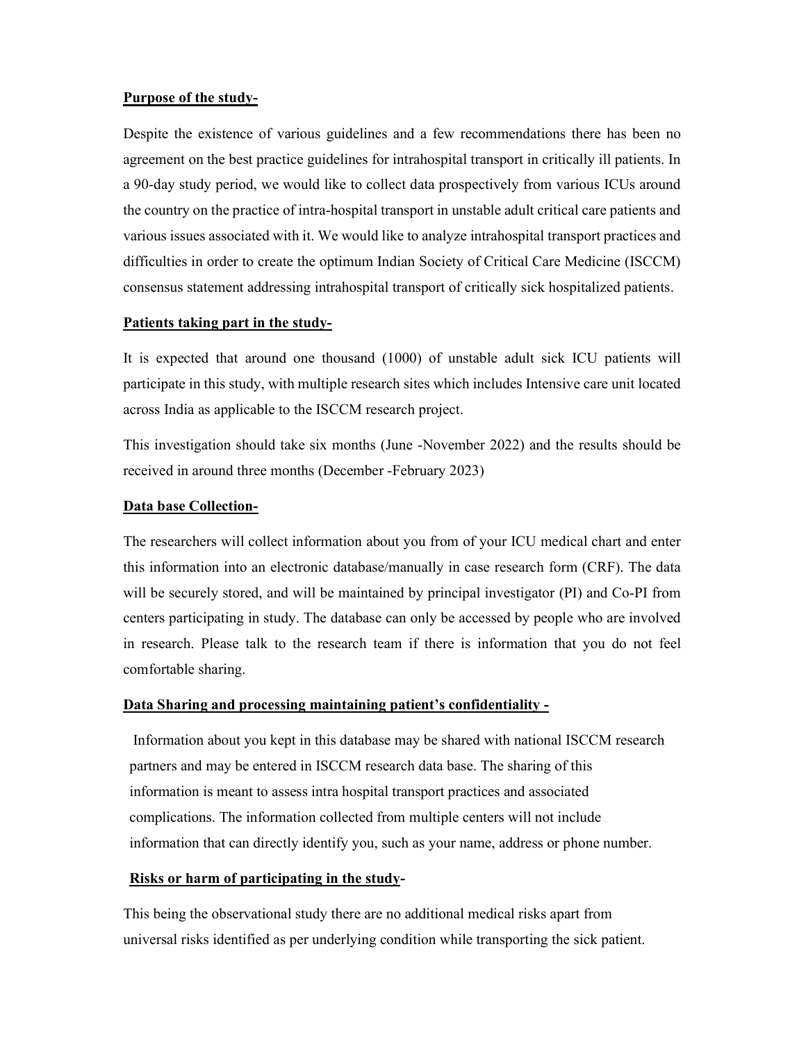**Purpose of the study-**

Despite the existence of various guidelines and a few recommendations there has been no agreement on the best practice guidelines for intrahospital transport in critically ill patients. In a 90-day study period, we would like to collect data prospectively from various ICUs around the country on the practice of intra-hospital transport in unstable adult critical care patients and various issues associated with it. We would like to analyze intrahospital transport practices and difficulties in order to create the optimum Indian Society of Critical Care Medicine (ISCCM) consensus statement addressing intrahospital transport of critically sick hospitalized patients.

**Patients taking part in the study-**

It is expected that around one thousand (1000) of unstable adult sick ICU patients will participate in this study, with multiple research sites which includes Intensive care unit located across India as applicable to the ISCCM research project.

This investigation should take six months (June -November 2022) and the results should be received in around three months (December -February 2023)

**Data base Collection-**

The researchers will collect information about you from of your ICU medical chart and enter this information into an electronic database/manually in case research form (CRF). The data will be securely stored, and will be maintained by principal investigator (PI) and Co-PI from centers participating in study. The database can only be accessed by people who are involved in research. Please talk to the research team if there is information that you do not feel comfortable sharing.

**Data Sharing and processing maintaining patient's confidentiality -**

Information about you kept in this database may be shared with national ISCCM research partners and may be entered in ISCCM research data base. The sharing of this information is meant to assess intra hospital transport practices and associated complications. The information collected from multiple centers will not include information that can directly identify you, such as your name, address or phone number.

**Risks or harm of participating in the study-**

This being the observational study there are no additional medical risks apart from universal risks identified as per underlying condition while transporting the sick patient.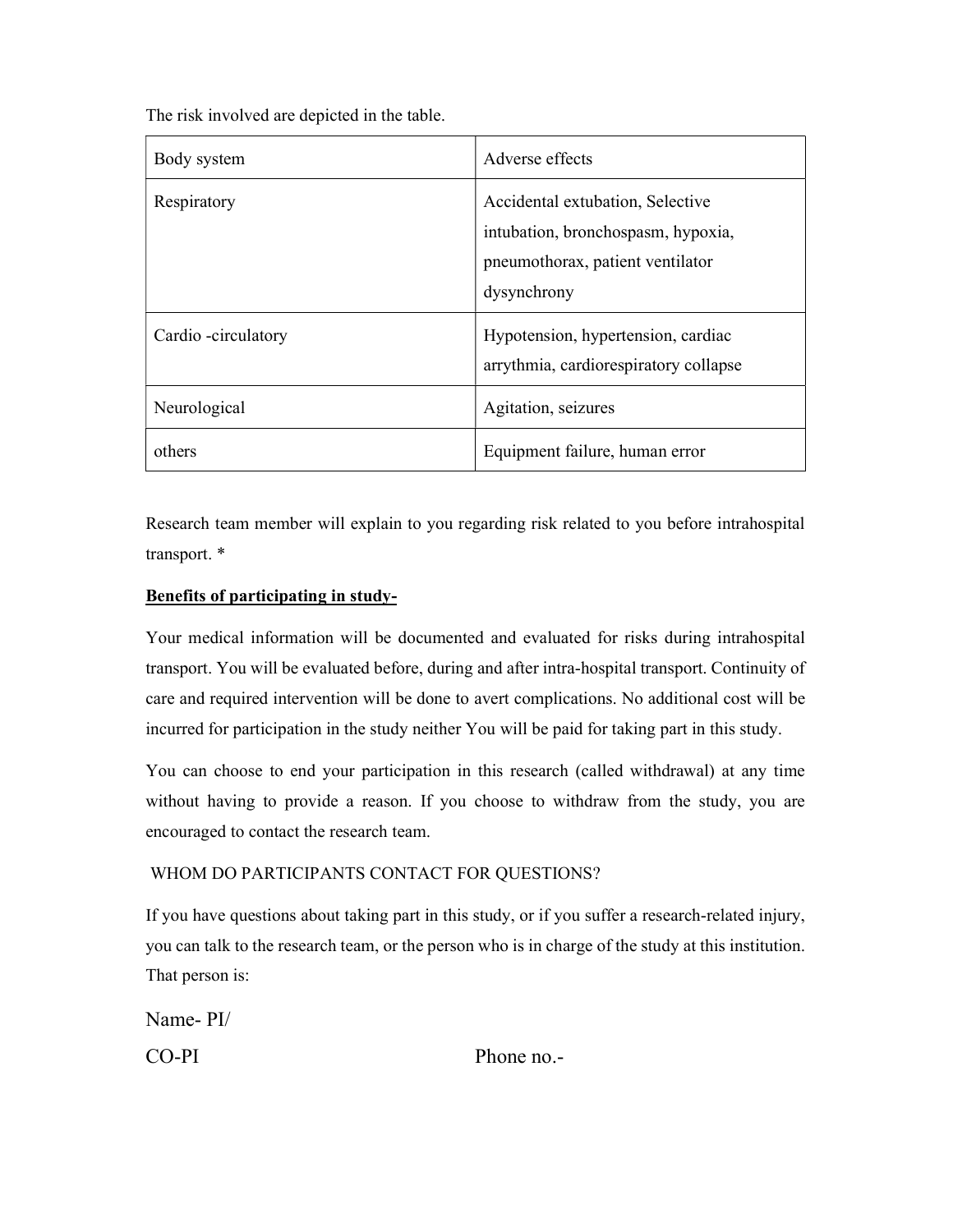The risk involved are depicted in the table.

| Body system | Adverse effects |
|---|---|
| Respiratory | Accidental extubation, Selective intubation, bronchospasm, hypoxia, pneumothorax, patient ventilator dysynchrony |
| Cardio -circulatory | Hypotension, hypertension, cardiac arrythmia, cardiorespiratory collapse |
| Neurological | Agitation, seizures |
| others | Equipment failure, human error |

Research team member will explain to you regarding risk related to you before intrahospital transport. *

**Benefits of participating in study-**

Your medical information will be documented and evaluated for risks during intrahospital transport. You will be evaluated before, during and after intra-hospital transport. Continuity of care and required intervention will be done to avert complications. No additional cost will be incurred for participation in the study neither You will be paid for taking part in this study.

You can choose to end your participation in this research (called withdrawal) at any time without having to provide a reason. If you choose to withdraw from the study, you are encouraged to contact the research team.

WHOM DO PARTICIPANTS CONTACT FOR QUESTIONS?

If you have questions about taking part in this study, or if you suffer a research-related injury, you can talk to the research team, or the person who is in charge of the study at this institution. That person is:

Name- PI/

CO-PI Phone no.-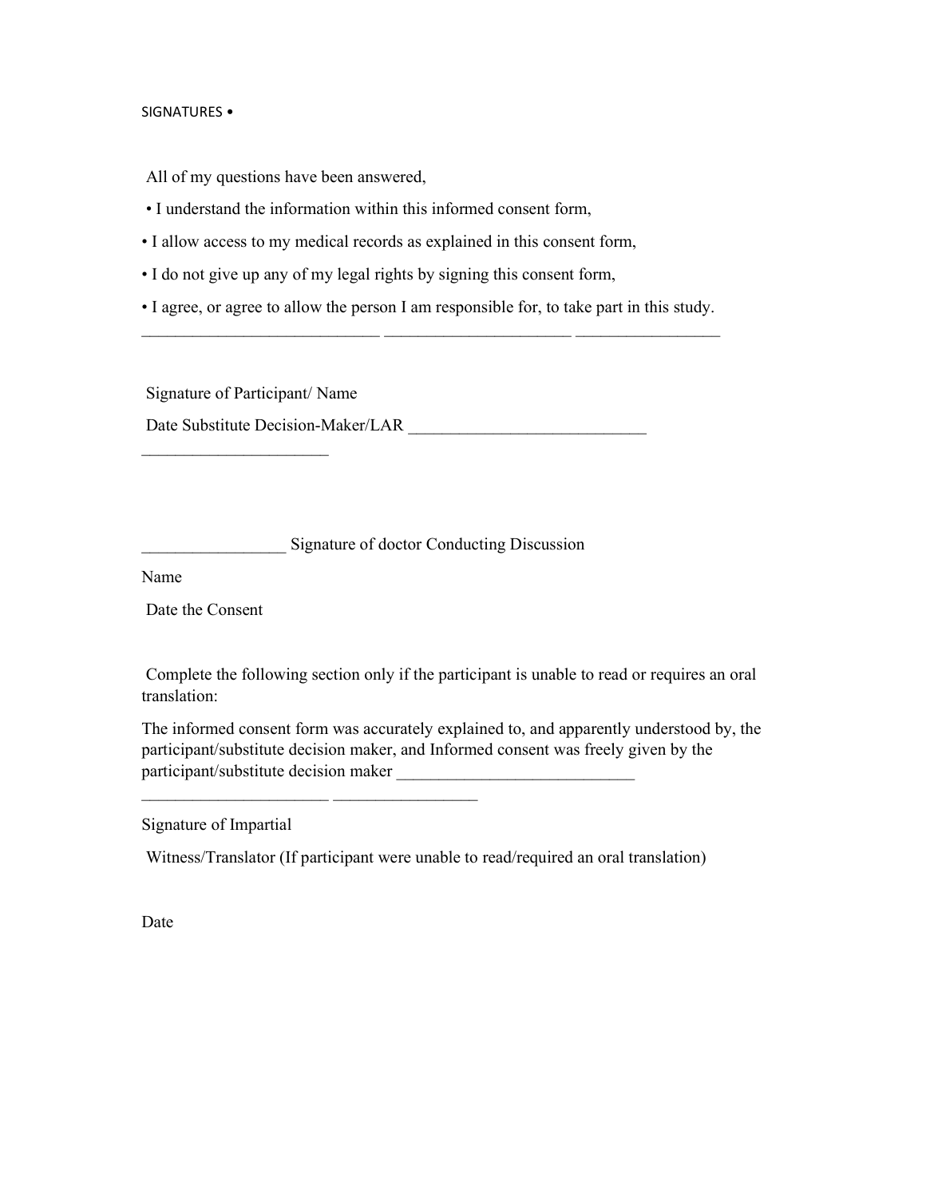SIGNATURES •

All of my questions have been answered,

- I understand the information within this informed consent form,
- I allow access to my medical records as explained in this consent form,
- I do not give up any of my legal rights by signing this consent form,
- I agree, or agree to allow the person I am responsible for, to take part in this study.

___________________________ _____________________ ________________

Signature of Participant/ Name

Date Substitute Decision-Maker/LAR ___________________________

_____________________

________________ Signature of doctor Conducting Discussion

Name

Date the Consent

Complete the following section only if the participant is unable to read or requires an oral translation:

The informed consent form was accurately explained to, and apparently understood by, the participant/substitute decision maker, and Informed consent was freely given by the participant/substitute decision maker ___________________________

_____________________ ________________

Signature of Impartial

Witness/Translator (If participant were unable to read/required an oral translation)

Date